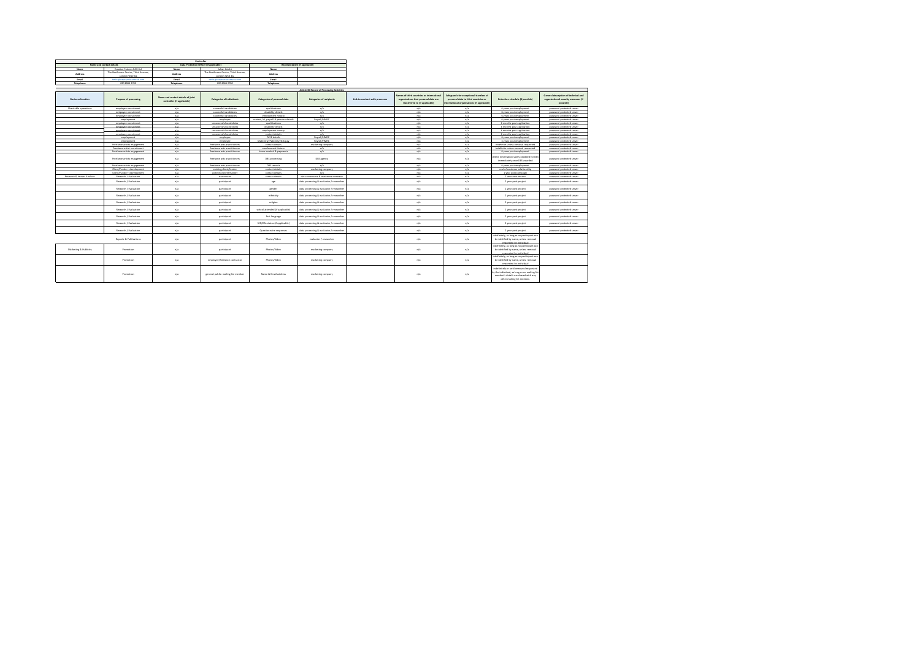| Controller | | | | | |
|---|---|---|---|---|---|
| Name and contact details | | Data Protection Officer (if applicable) | | Representative (if applicable) | |
| Name | Creative Futures (UK) Ltd | Name | Julian Knight | Name | |
| Address | The Beethoven Centre, Third Avenue, London W10 4JL | Address | The Beethoven Centre, Third Avenue, London W10 4JL | Address | |
| Email | hello@creativefuturesuk.com | Email | hello@creativefuturesuk.com | Email | |
| Telephone | 020 8964 2700 | Telephone | 020 8964 2700 | Telephone | |

**Article 30 Record of Processing Activities**

| Business function | Purpose of processing | Name and contact details of joint controller (if applicable) | Categories of individuals | Categories of personal data | Categories of recipients | Link to contract with processor | Names of third countries or international organisations that personal data are transferred to (if applicable) | Safeguards for exceptional transfers of personal data to third countries or international organisations (if applicable) | Retention schedule (if possible) | General description of technical and organisational security measures (if possible) |
|---|---|---|---|---|---|---|---|---|---|---|
| Charitable operations | employee recruitment | n/a | successful candidates | qualifications | n/a | | n/a | n/a | 6 years post employment | password protected server |
| | employee recruitment | n/a | successful candidates | disability details | n/a | | n/a | n/a | 6 years post employment | password protected server |
| | employee recruitment | n/a | successful candidates | employment history | n/a | | n/a | n/a | 6 years post employment | password protected server |
| | employment | n/a | employee | contact, NI, payroll & pension details | Payroll/HMRC | | n/a | n/a | 6 years post employment | password protected server |
| | employee recruitment | n/a | unsuccessful candidates | qualifications | n/a | | n/a | n/a | 6 months post application | password protected server |
| | employee recruitment | n/a | unsuccessful candidates | disability details | n/a | | n/a | n/a | 6 months post application | password protected server |
| | employee recruitment | n/a | unsuccessful candidates | employment history | n/a | | n/a | n/a | 6 months post application | password protected server |
| | employee recruitment | n/a | unsuccessful candidates | contact details | n/a | | n/a | n/a | 6 months post application | password protected server |
| | employment | n/a | employee | P45/6 details | Payroll/HMRC | | n/a | n/a | 6 years post employment | password protected server |
| | employment | n/a | employee | Maternity/Paternity/Sick pay | Payroll/HMRC | | n/a | n/a | 6 years post employment | password protected server |
| | freelance artists engagement | n/a | freelance arts practitioners | contact details | marketing company | | n/a | n/a | indefinite unless removal requested | password protected server |
| | freelance artist recruitment | n/a | freelance arts practitioners | employment history | n/a | | n/a | n/a | indefinite unless removal requested | password protected server |
| | freelance artists engagement | n/a | freelance arts practitioners | hours worked & payments | n/a | | n/a | n/a | 6 years post employment | password protected server |
| | freelance artists engagement | n/a | freelance arts practitioners | DBS processing | DBS agency | | n/a | n/a | delete information solely needed for DBS immediately once DBS awarded | password protected server |
| | freelance artists engagement | n/a | freelance arts practitioners | DBS records | n/a | | n/a | n/a | 6 years post employment | password protected server |
| | Client/Funder - development | n/a | existing client/funder | contact details | marketing company | | n/a | n/a | end of customer relationship | password protected server |
| | Client/Funder - development | n/a | potential client/funder | contact details | n/a | | n/a | n/a | 1 year post campaign | password protected server |
| Research & Impact Analysis | Research / Evaluation | n/a | participant | contact details | data processing & marketing company | | n/a | n/a | 1 year post project | password protected server |
| | Research / Evaluation | n/a | participant | age | data processing & evaluator / researcher | | n/a | n/a | 1 year post project | password protected server |
| | Research / Evaluation | n/a | participant | gender | data processing & evaluator / researcher | | n/a | n/a | 1 year post project | password protected server |
| | Research / Evaluation | n/a | participant | ethnicity | data processing & evaluator / researcher | | n/a | n/a | 1 year post project | password protected server |
| | Research / Evaluation | n/a | participant | religion | data processing & evaluator / researcher | | n/a | n/a | 1 year post project | password protected server |
| | Research / Evaluation | n/a | participant | school attended (if applicable) | data processing & evaluator / researcher | | n/a | n/a | 1 year post project | password protected server |
| | Research / Evaluation | n/a | participant | first language | data processing & evaluator / researcher | | n/a | n/a | 1 year post project | password protected server |
| | Research / Evaluation | n/a | participant | SEN/EAL status (if applicable) | data processing & evaluator / researcher | | n/a | n/a | 1 year post project | password protected server |
| | Research / Evaluation | n/a | participant | Questionnaire responses | data processing & evaluator / researcher | | n/a | n/a | 1 year post project | password protected server |
| | Reports & Publications | n/a | participant | Photos/Video | evaluator / researcher | | n/a | n/a | indefinitely, as long as no participant can be identified by name, unless removal requested by individual | |
| Marketing & Publicity | Promotion | n/a | participant | Photos/Video | marketing company | | n/a | n/a | indefinitely, as long as no participant can be identified by name, unless removal requested by individual | |
| | Promotion | n/a | employee/freelance contractor | Photos/Video | marketing company | | n/a | n/a | indefinitely, as long as no participant can be identified by name, unless removal requested by individual | |
| | Promotion | n/a | general public: mailing list member | Name & Email address | marketing company | | n/a | n/a | indefinitely or until removal requested by the individual, as long as no mailing list member's details are shared with any other mailing list member. | |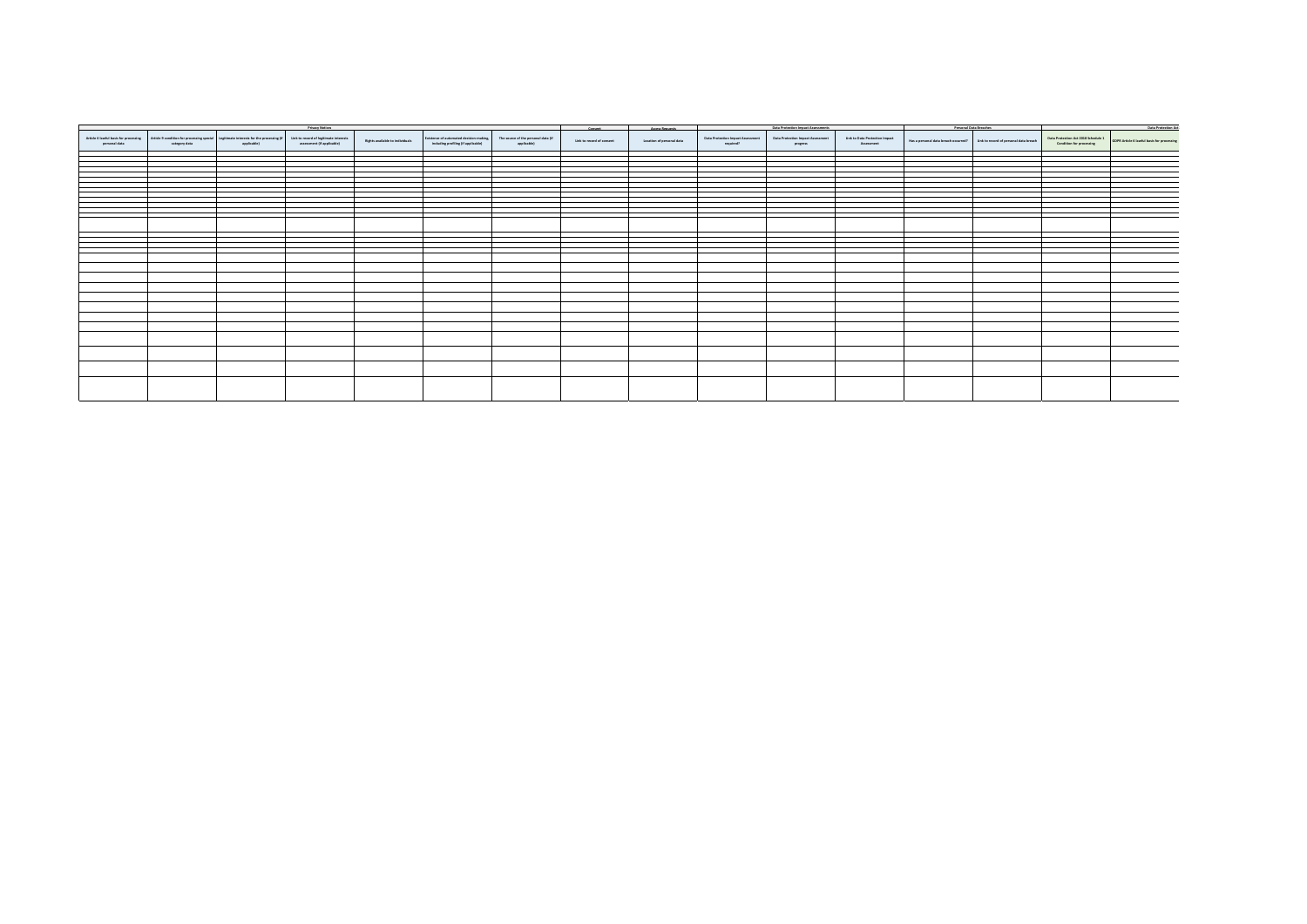| Privacy Notices | | | | | | | Consent | Access Requests | Data Protection Impact Assessments | | | Personal Data Breaches | | Data Protection Act | |
|---|---|---|---|---|---|---|---|---|---|---|---|---|---|---|---|
| Article 6 lawful basis for processing personal data | Article 9 condition for processing special category data | Legitimate interests for the processing (if applicable) | Link to record of legitimate interests assessment (if applicable) | Rights available to individuals | Existence of automated decision-making, including profiling (if applicable) | The source of the personal data (if applicable) | Link to record of consent | Location of personal data | Data Protection Impact Assessment required? | Data Protection Impact Assessment progress | Link to Data Protection Impact Assessment | Has a personal data breach occurred? | Link to record of personal data breach | Data Protection Act 2018 Schedule 1 Condition for processing | GDPR Article 6 lawful basis for processing |
| | | | | | | | | | | | | | | | |
| | | | | | | | | | | | | | | | |
| | | | | | | | | | | | | | | | |
| | | | | | | | | | | | | | | | |
| | | | | | | | | | | | | | | | |
| | | | | | | | | | | | | | | | |
| | | | | | | | | | | | | | | | |
| | | | | | | | | | | | | | | | |
| | | | | | | | | | | | | | | | |
| | | | | | | | | | | | | | | | |
| | | | | | | | | | | | | | | | |
| | | | | | | | | | | | | | | | |
| | | | | | | | | | | | | | | | |
| | | | | | | | | | | | | | | | |
| | | | | | | | | | | | | | | | |
| | | | | | | | | | | | | | | | |
| | | | | | | | | | | | | | | | |
| | | | | | | | | | | | | | | | |
| | | | | | | | | | | | | | | | |
| | | | | | | | | | | | | | | | |
| | | | | | | | | | | | | | | | |
| | | | | | | | | | | | | | | | |
| | | | | | | | | | | | | | | | |
| | | | | | | | | | | | | | | | |
| | | | | | | | | | | | | | | | |
| | | | | | | | | | | | | | | | |
| | | | | | | | | | | | | | | | |
| | | | | | | | | | | | | | | | |
| | | | | | | | | | | | | | | | |
| | | | | | | | | | | | | | | | |
| | | | | | | | | | | | | | | | |
| | | | | | | | | | | | | | | | |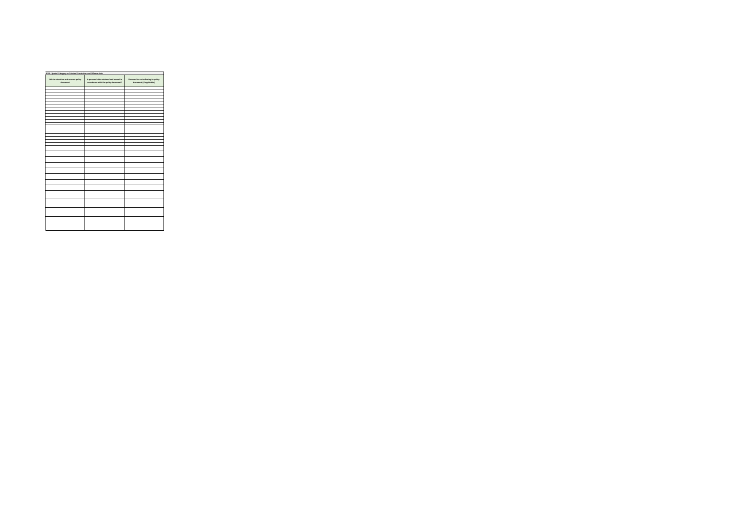| 2018 - Special Category or Criminal Conviction and Offence data | | |
| --- | --- | --- |
| Link to retention and erasure policy document | Is personal data retained and erased in accordance with the policy document? | Reasons for not adhering to policy document (if applicable) |
| | | |
| | | |
| | | |
| | | |
| | | |
| | | |
| | | |
| | | |
| | | |
| | | |
| | | |
| | | |
| | | |
| | | |
| | | |
| | | |
| | | |
| | | |
| | | |
| | | |
| | | |
| | | |
| | | |
| | | |
| | | |
| | | |
| | | |
| | | |
| | | |
| | | |
| | | |
| | | |
| | | |